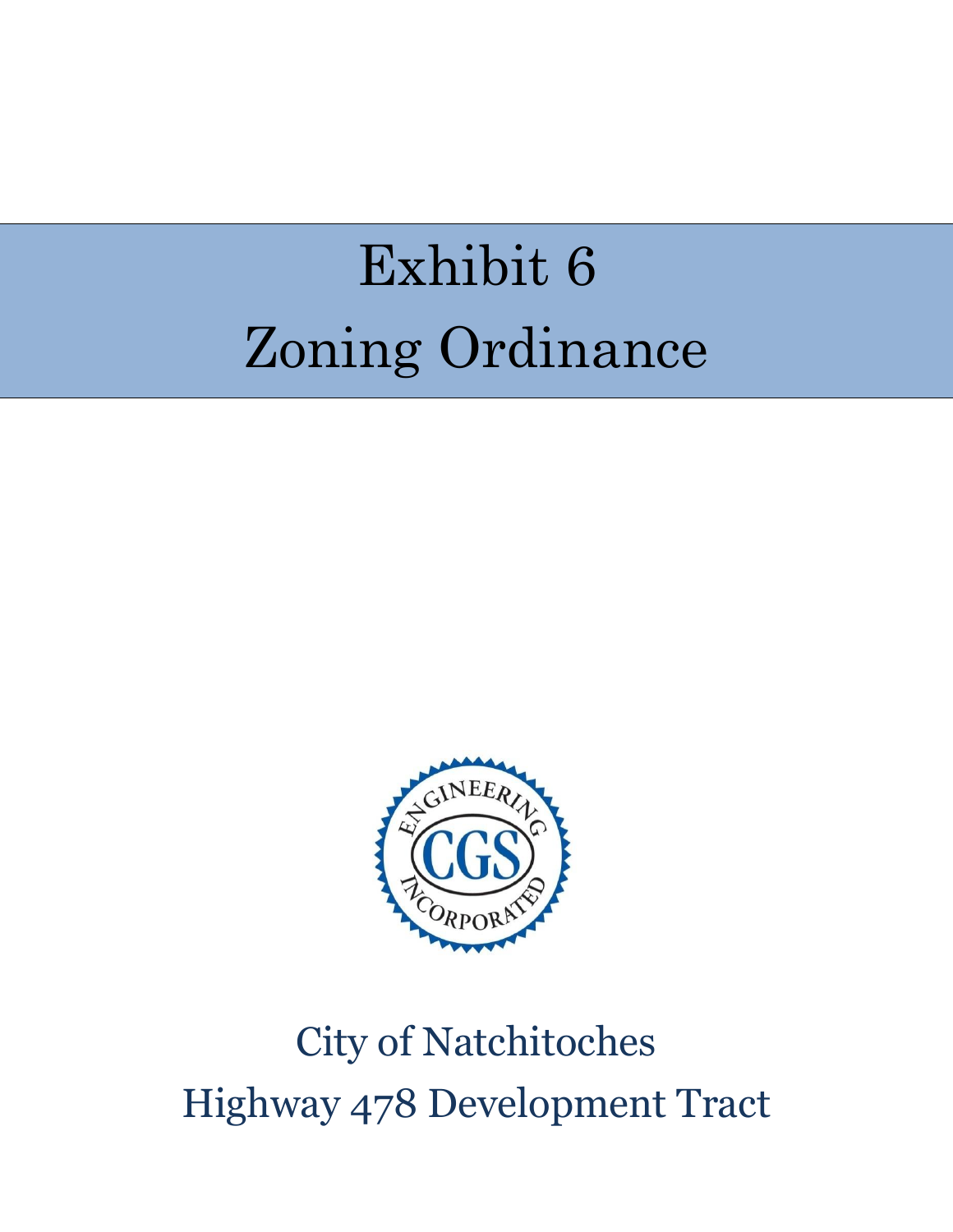# Exhibit 6
# Zoning Ordinance

ENGINEERING CGS INCORPORATED

City of Natchitoches

Highway 478 Development Tract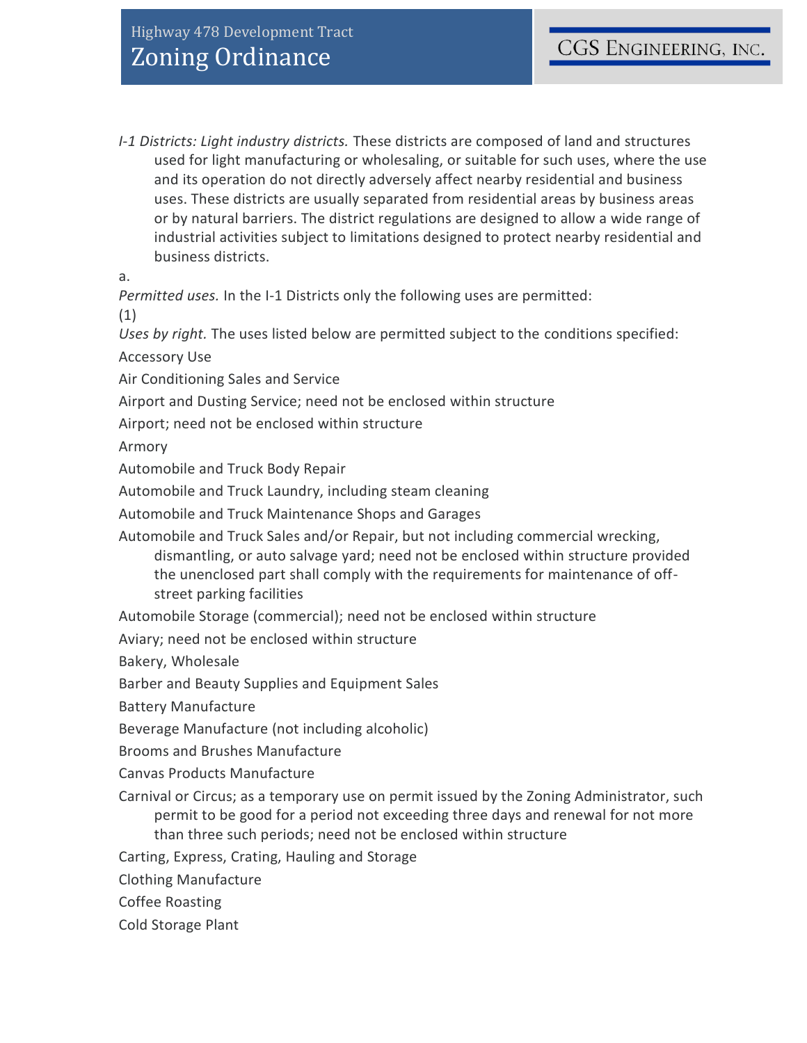*I-1 Districts: Light industry districts.* These districts are composed of land and structures used for light manufacturing or wholesaling, or suitable for such uses, where the use and its operation do not directly adversely affect nearby residential and business uses. These districts are usually separated from residential areas by business areas or by natural barriers. The district regulations are designed to allow a wide range of industrial activities subject to limitations designed to protect nearby residential and business districts.

a.

*Permitted uses.* In the I-1 Districts only the following uses are permitted:

(1)

*Uses by right.* The uses listed below are permitted subject to the conditions specified:

Accessory Use

Air Conditioning Sales and Service

Airport and Dusting Service; need not be enclosed within structure

Airport; need not be enclosed within structure

Armory

Automobile and Truck Body Repair

Automobile and Truck Laundry, including steam cleaning

Automobile and Truck Maintenance Shops and Garages

Automobile and Truck Sales and/or Repair, but not including commercial wrecking, dismantling, or auto salvage yard; need not be enclosed within structure provided the unenclosed part shall comply with the requirements for maintenance of off-street parking facilities

Automobile Storage (commercial); need not be enclosed within structure

Aviary; need not be enclosed within structure

Bakery, Wholesale

Barber and Beauty Supplies and Equipment Sales

Battery Manufacture

Beverage Manufacture (not including alcoholic)

Brooms and Brushes Manufacture

Canvas Products Manufacture

Carnival or Circus; as a temporary use on permit issued by the Zoning Administrator, such permit to be good for a period not exceeding three days and renewal for not more than three such periods; need not be enclosed within structure

Carting, Express, Crating, Hauling and Storage

Clothing Manufacture

Coffee Roasting

Cold Storage Plant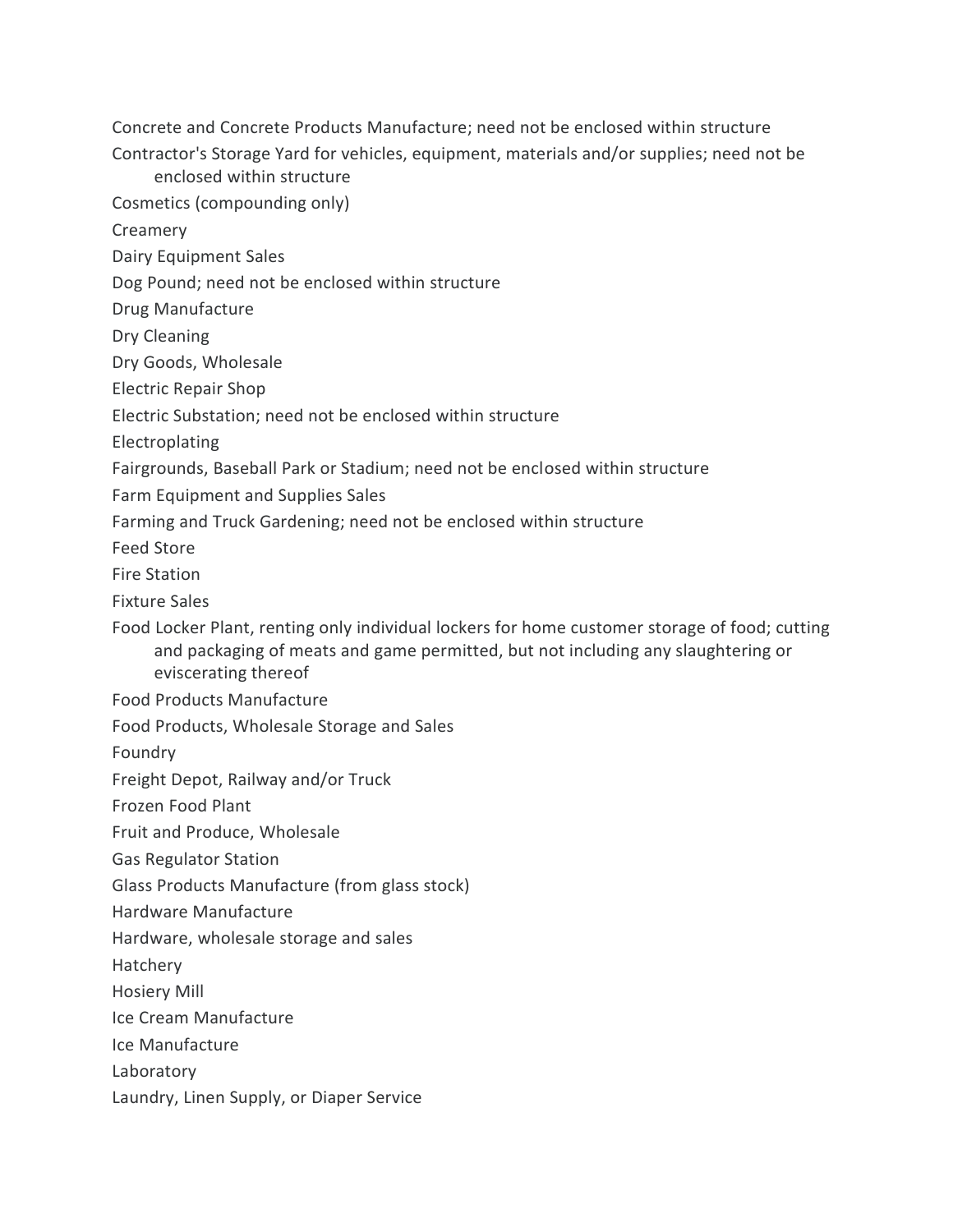Concrete and Concrete Products Manufacture; need not be enclosed within structure

Contractor's Storage Yard for vehicles, equipment, materials and/or supplies; need not be enclosed within structure

Cosmetics (compounding only)

Creamery

Dairy Equipment Sales

Dog Pound; need not be enclosed within structure

Drug Manufacture

Dry Cleaning

Dry Goods, Wholesale

Electric Repair Shop

Electric Substation; need not be enclosed within structure

Electroplating

Fairgrounds, Baseball Park or Stadium; need not be enclosed within structure

Farm Equipment and Supplies Sales

Farming and Truck Gardening; need not be enclosed within structure

Feed Store

Fire Station

Fixture Sales

Food Locker Plant, renting only individual lockers for home customer storage of food; cutting and packaging of meats and game permitted, but not including any slaughtering or eviscerating thereof

Food Products Manufacture

Food Products, Wholesale Storage and Sales

Foundry

Freight Depot, Railway and/or Truck

Frozen Food Plant

Fruit and Produce, Wholesale

Gas Regulator Station

Glass Products Manufacture (from glass stock)

Hardware Manufacture

Hardware, wholesale storage and sales

Hatchery

Hosiery Mill

Ice Cream Manufacture

Ice Manufacture

Laboratory

Laundry, Linen Supply, or Diaper Service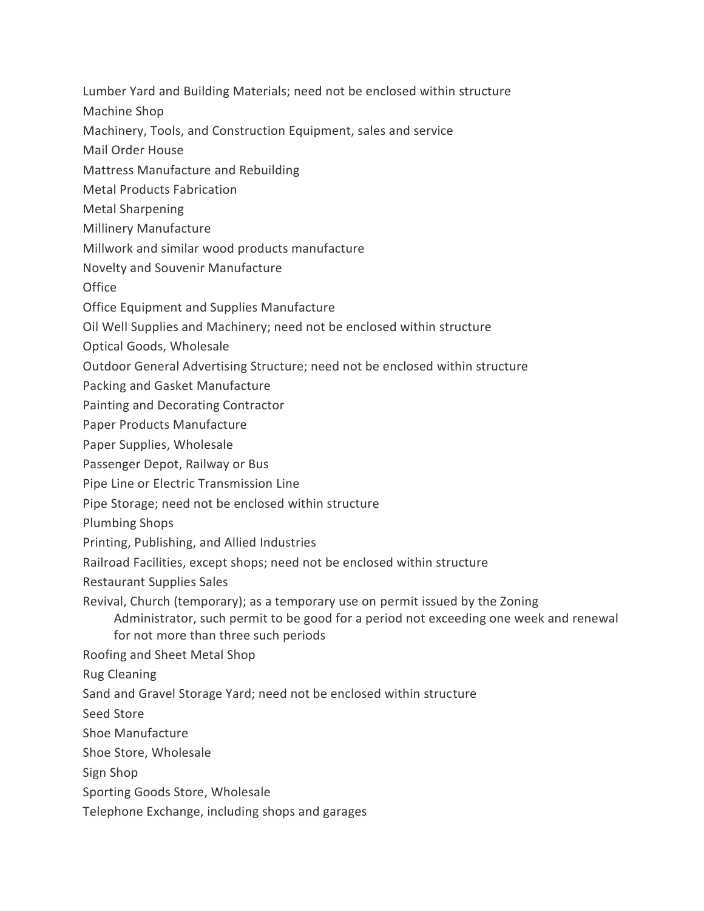Lumber Yard and Building Materials; need not be enclosed within structure

Machine Shop

Machinery, Tools, and Construction Equipment, sales and service

Mail Order House

Mattress Manufacture and Rebuilding

Metal Products Fabrication

Metal Sharpening

Millinery Manufacture

Millwork and similar wood products manufacture

Novelty and Souvenir Manufacture

Office

Office Equipment and Supplies Manufacture

Oil Well Supplies and Machinery; need not be enclosed within structure

Optical Goods, Wholesale

Outdoor General Advertising Structure; need not be enclosed within structure

Packing and Gasket Manufacture

Painting and Decorating Contractor

Paper Products Manufacture

Paper Supplies, Wholesale

Passenger Depot, Railway or Bus

Pipe Line or Electric Transmission Line

Pipe Storage; need not be enclosed within structure

Plumbing Shops

Printing, Publishing, and Allied Industries

Railroad Facilities, except shops; need not be enclosed within structure

Restaurant Supplies Sales

Revival, Church (temporary); as a temporary use on permit issued by the Zoning Administrator, such permit to be good for a period not exceeding one week and renewal for not more than three such periods

Roofing and Sheet Metal Shop

Rug Cleaning

Sand and Gravel Storage Yard; need not be enclosed within structure

Seed Store

Shoe Manufacture

Shoe Store, Wholesale

Sign Shop

Sporting Goods Store, Wholesale

Telephone Exchange, including shops and garages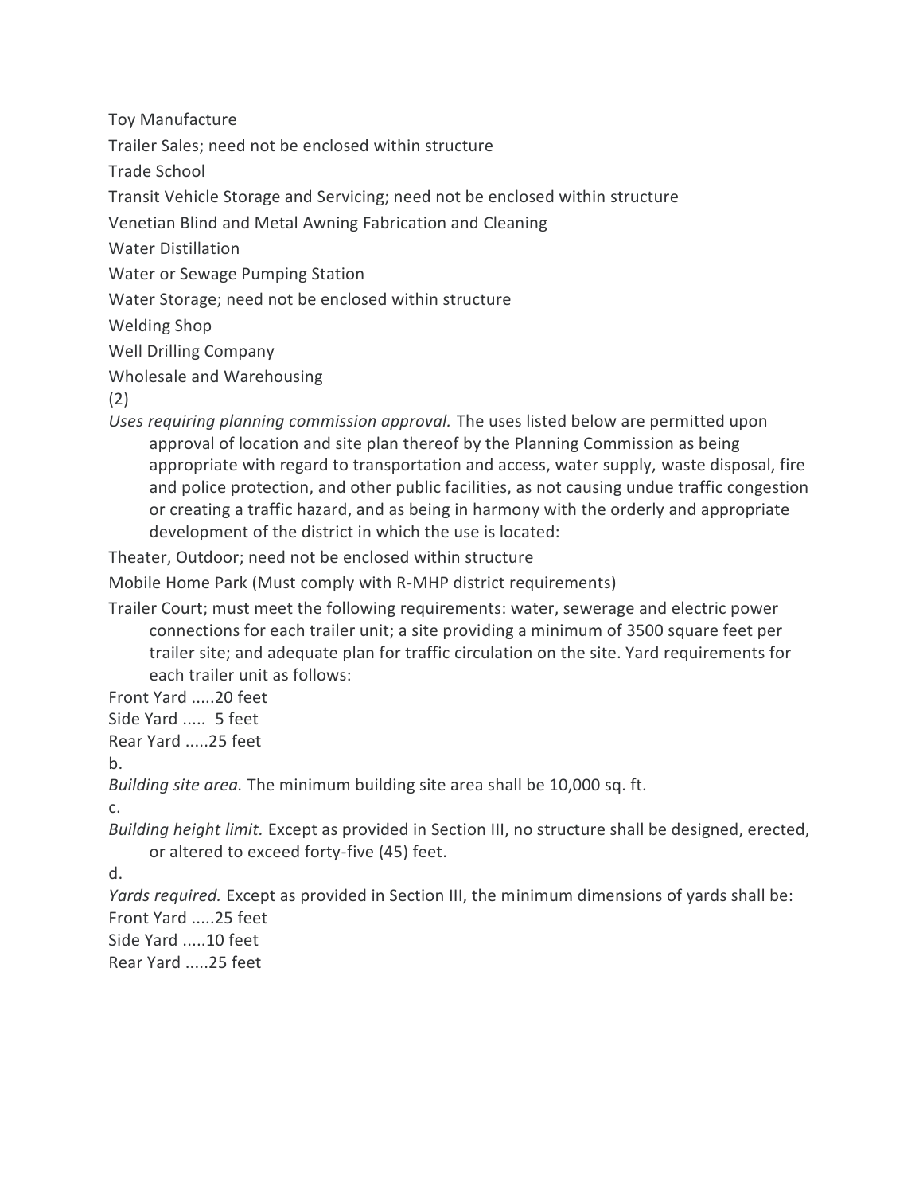Toy Manufacture

Trailer Sales; need not be enclosed within structure

Trade School

Transit Vehicle Storage and Servicing; need not be enclosed within structure

Venetian Blind and Metal Awning Fabrication and Cleaning

Water Distillation

Water or Sewage Pumping Station

Water Storage; need not be enclosed within structure

Welding Shop

Well Drilling Company

Wholesale and Warehousing

(2)

*Uses requiring planning commission approval.* The uses listed below are permitted upon approval of location and site plan thereof by the Planning Commission as being appropriate with regard to transportation and access, water supply, waste disposal, fire and police protection, and other public facilities, as not causing undue traffic congestion or creating a traffic hazard, and as being in harmony with the orderly and appropriate development of the district in which the use is located:

Theater, Outdoor; need not be enclosed within structure

Mobile Home Park (Must comply with R-MHP district requirements)

Trailer Court; must meet the following requirements: water, sewerage and electric power connections for each trailer unit; a site providing a minimum of 3500 square feet per trailer site; and adequate plan for traffic circulation on the site. Yard requirements for each trailer unit as follows:

Front Yard .....20 feet

Side Yard ..... 5 feet

Rear Yard .....25 feet

b.

*Building site area.* The minimum building site area shall be 10,000 sq. ft.

c.

*Building height limit.* Except as provided in Section III, no structure shall be designed, erected, or altered to exceed forty-five (45) feet.

d.

*Yards required.* Except as provided in Section III, the minimum dimensions of yards shall be:

Front Yard .....25 feet

Side Yard .....10 feet

Rear Yard .....25 feet